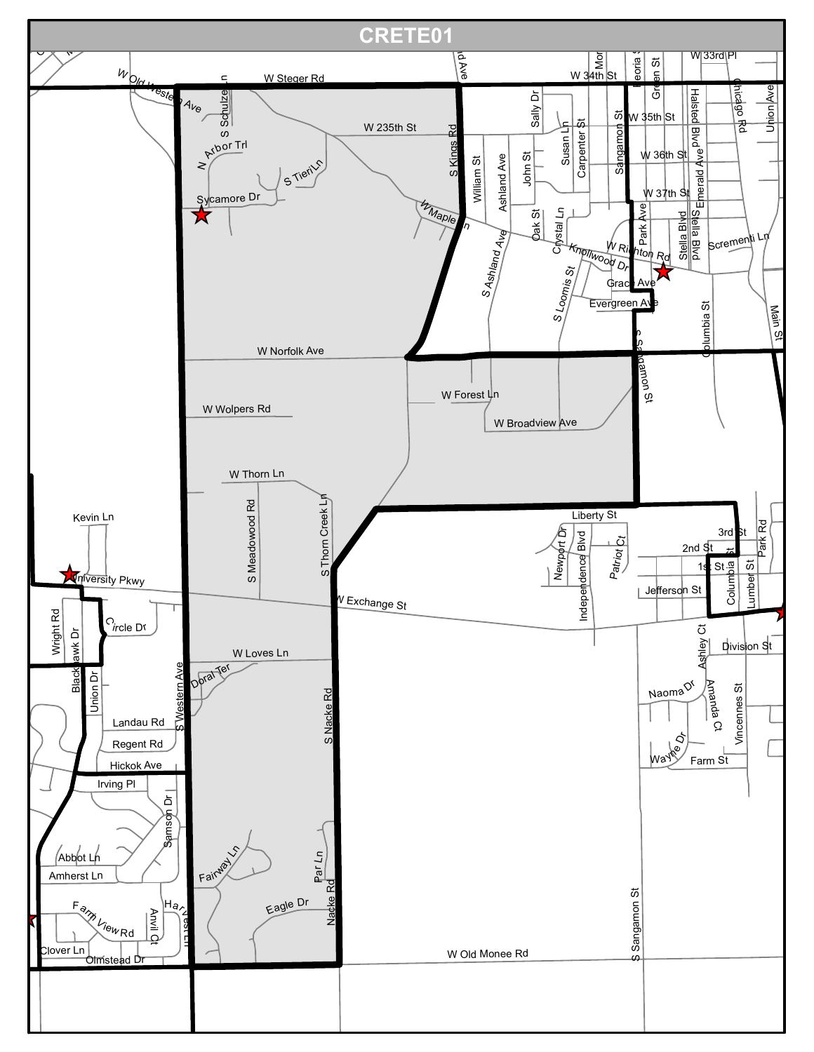# CRETE01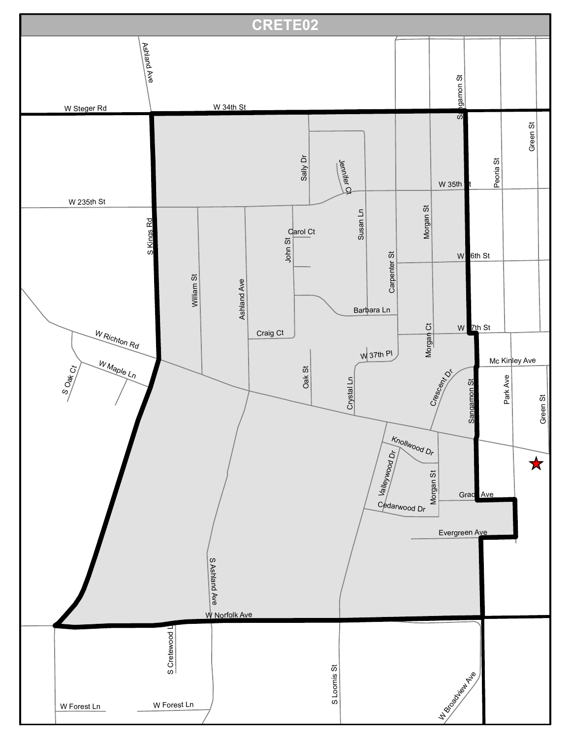# CRETE02

Ashland Ave

W Steger Rd

W 34th St

Sangamon St

Green St

Peoria St

Sally Dr

Jennifer Ct

W 35th St

W 235th St

Carol Ct

Susan Ln

Morgan St

S Kings Rd

John St

W 36th St

Carpenter St

William St

Ashland Ave

Barbara Ln

Craig Ct

W 37th St

Morgan Ct

W Richton Rd

W 37th Pl

Mc Kinley Ave

W Maple Ln

S Oak Ct

Oak St

Crystal Ln

Crescent Dr

Sangamon St

Park Ave

Green St

Knollwood Dr

Valleywood Dr

Morgan St

Grace Ave

Cedarwood Dr

Evergreen Ave

S Ashland Ave

W Norfolk Ave

S Cretewood Ln

S Loomis St

W Broadview Ave

W Forest Ln

W Forest Ln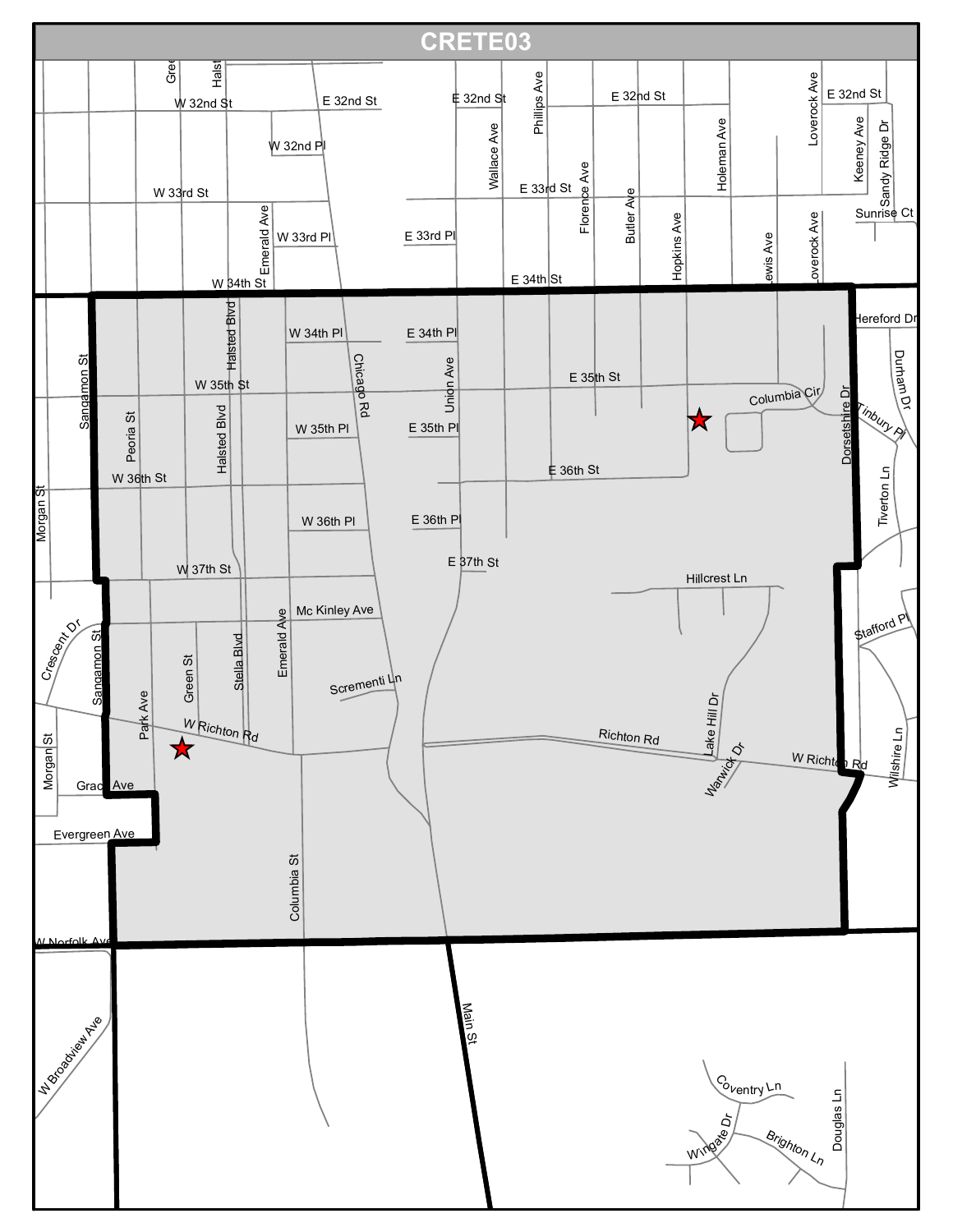# CRETE03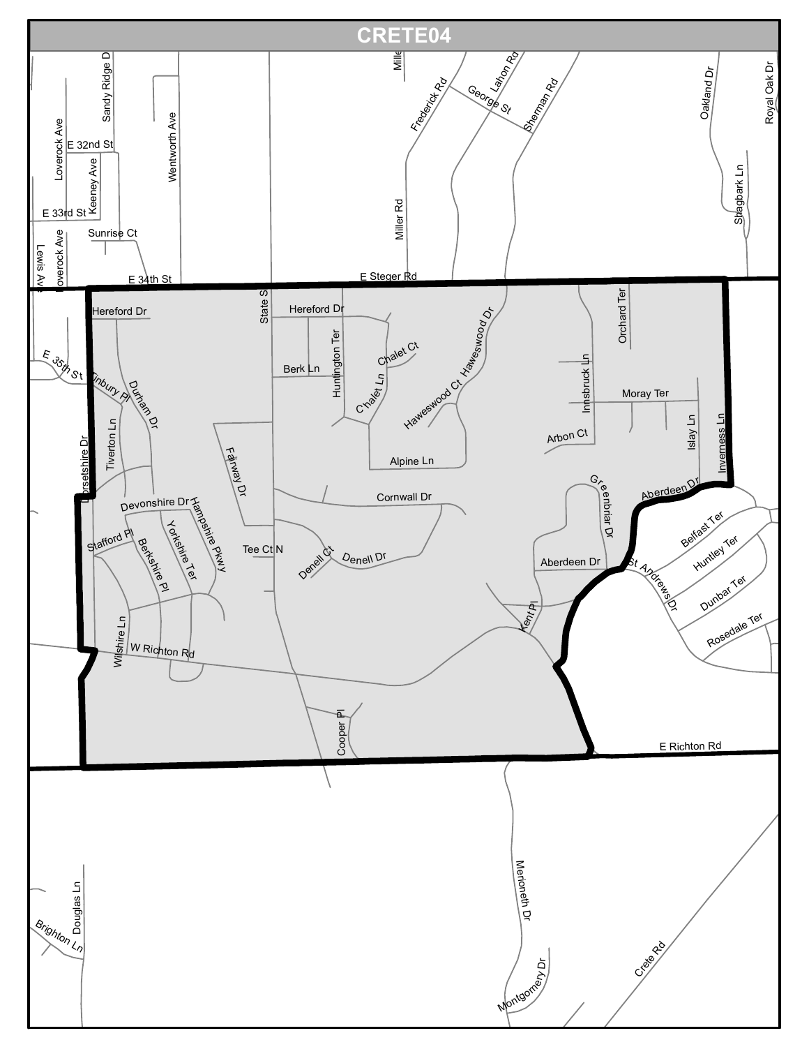# CRETE04

Mille
Sandy Ridge D
Lahon Rd
Frederick Rd
George St
Sherman Rd
Oakland Dr
Royal Oak Dr
Loverock Ave
E 32nd St
Keeney Ave
Wentworth Ave
E 33rd St
Miller Rd
Shagbark Ln
Sunrise Ct
Loverock Ave
Lewis Ave
E 34th St
E Steger Rd
Hereford Dr
State St
Hereford Dr
Orchard Ter
Chalet Ct
Berk Ln
Huntington Ter
Haweswood Dr
E 35th St
Tinbury Pl
Durham Dr
Chalet Ln
Haweswood Ct
Innsbruck Ln
Moray Ter
Tiverton Ln
Dorsetshire Dr
Fairway Dr
Arbon Ct
Islay Ln
Inverness Ln
Alpine Ln
Greenbriar Dr
Aberdeen Dr
Devonshire Dr
Hampshire Pkwy
Cornwall Dr
Yorkshire Ter
Stafford Pl
Belfast Ter
Berkshire Pl
Tee Ct N
Denell Ct
Denell Dr
Aberdeen Dr
St Andrews Dr
Huntley Ter
Dunbar Ter
Kent Pl
Wilshire Ln
Rosedale Ter
W Richton Rd
Cooper Pl
E Richton Rd
Merioneth Dr
Douglas Ln
Brighton Ln
Montgomery Dr
Crete Rd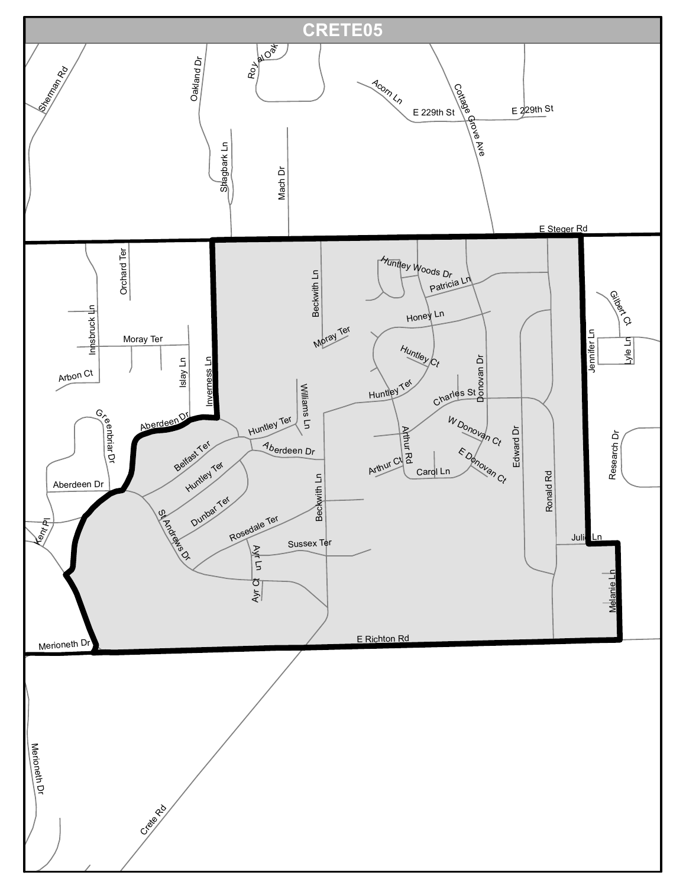# CRETE05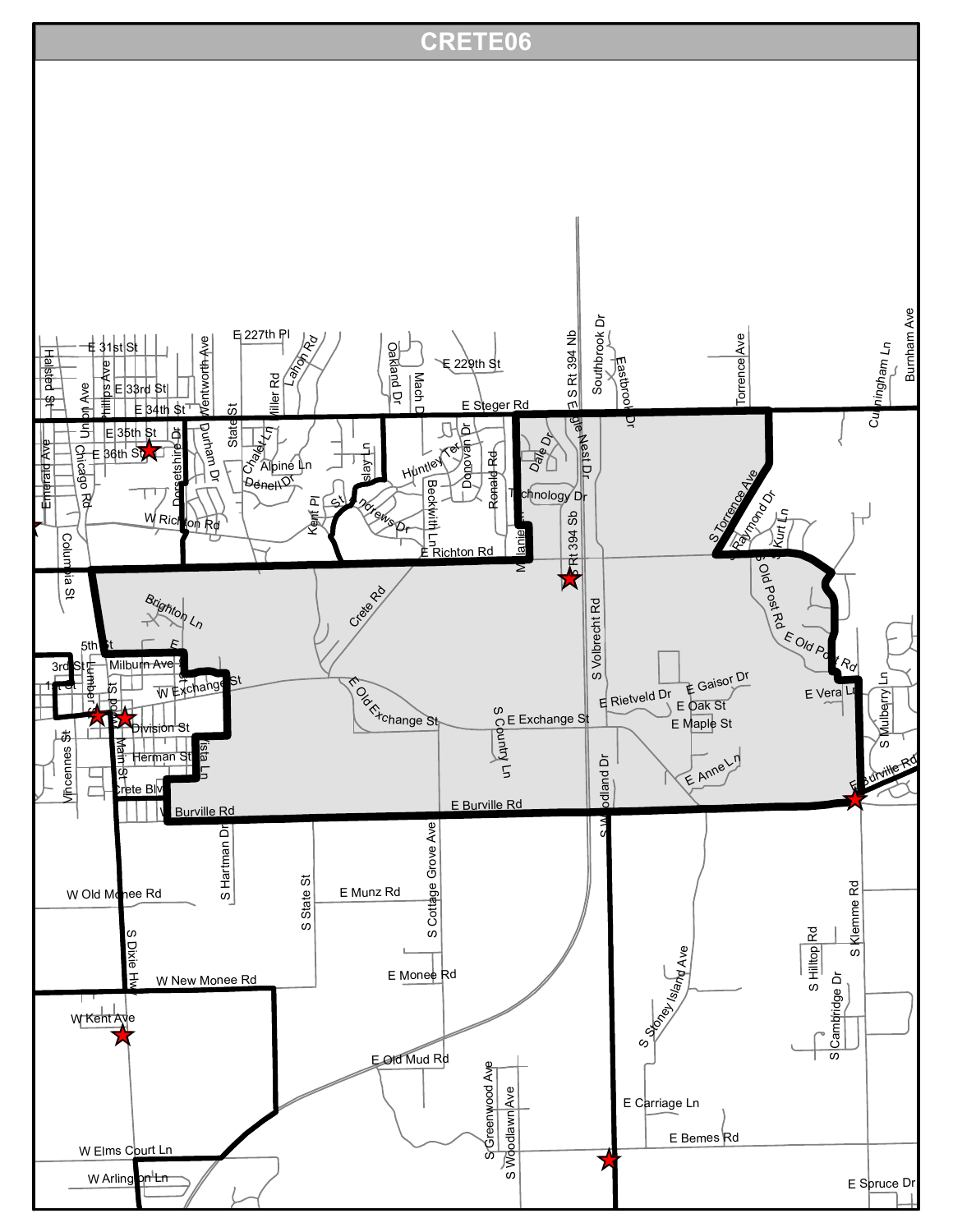# CRETE06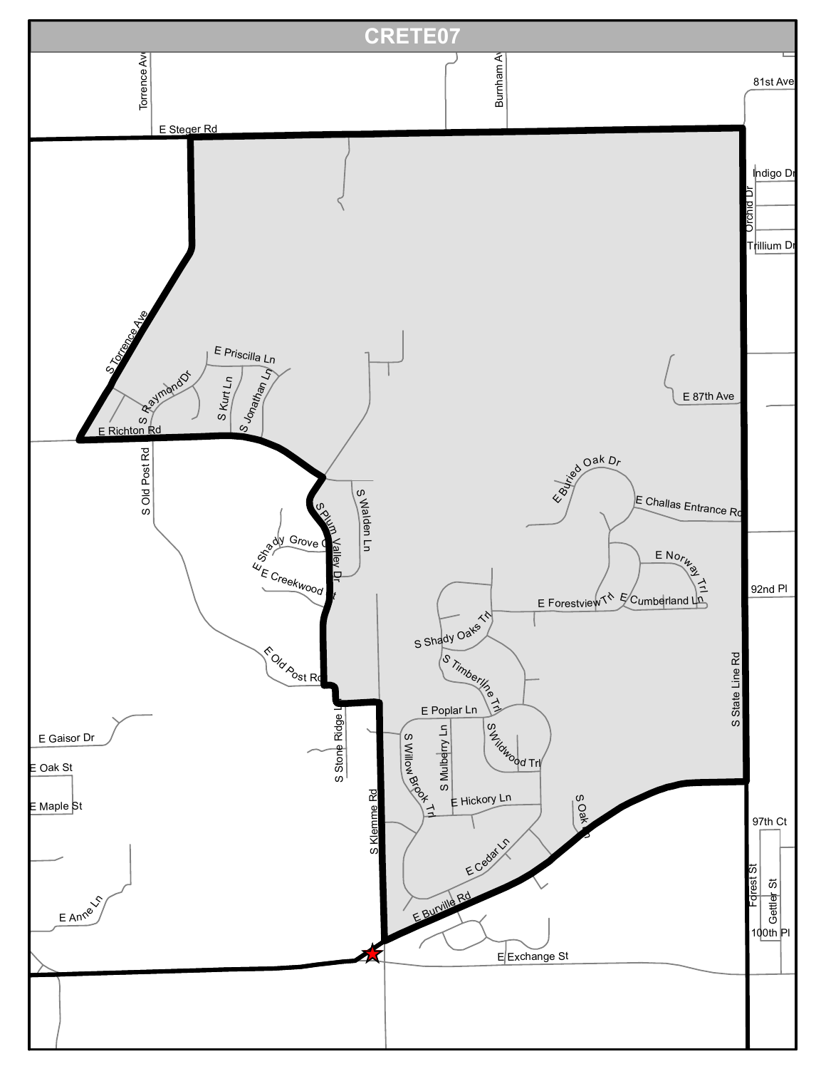# CRETE07

Torrence Ave

Burnham Ave

81st Ave

E Steger Rd

Indigo Dr

Orchid Dr

Trillium Dr

S Torrence Ave

E Priscilla Ln

S Raymond Dr

S Kurt Ln

S Jonathan Ln

E Richton Rd

E 87th Ave

S Old Post Rd

E Buried Oak Dr

E Challas Entrance Rd

S Walden Ln

S Plum Valley Dr

E Shady Grove Ct

E Creekwood Ct

E Norway Trl

92nd Pl

E Forestview Trl

E Cumberland Ln

S Shady Oaks Trl

E Old Post Rd

S Timberline Trl

S State Line Rd

E Poplar Ln

E Gaisor Dr

S Willow Brook Trl

S Mulberry Ln

S Wildwood Trl

S Stone Ridge Ln

E Oak St

E Maple St

E Hickory Ln

S Oak Ln

S Klemme Rd

97th Ct

E Cedar Ln

Forest St

Gettler St

E Anne Ln

E Burville Rd

100th Pl

E Exchange St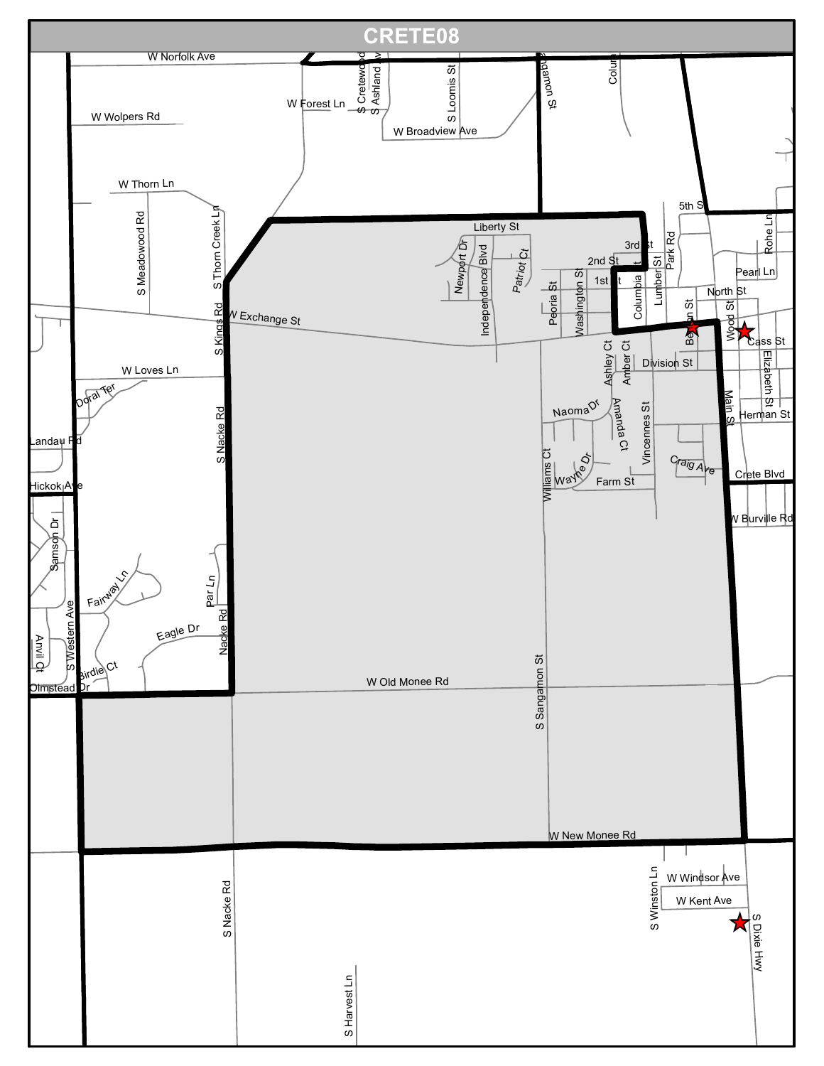# CRETE08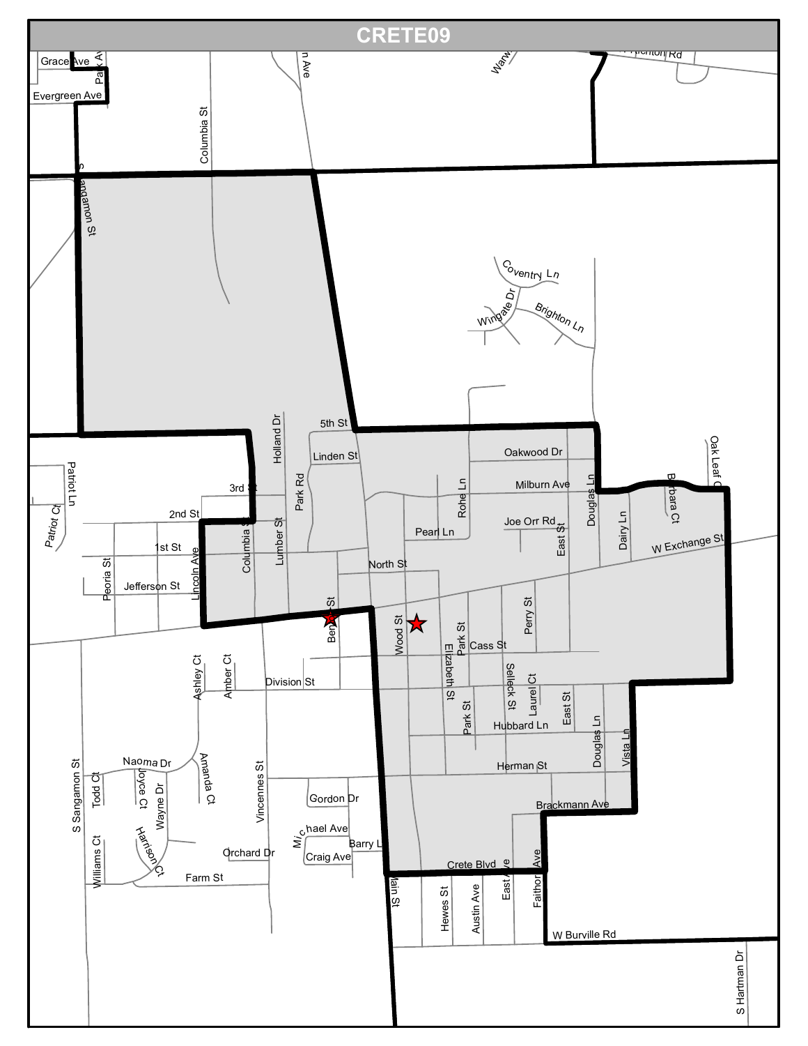# CRETE09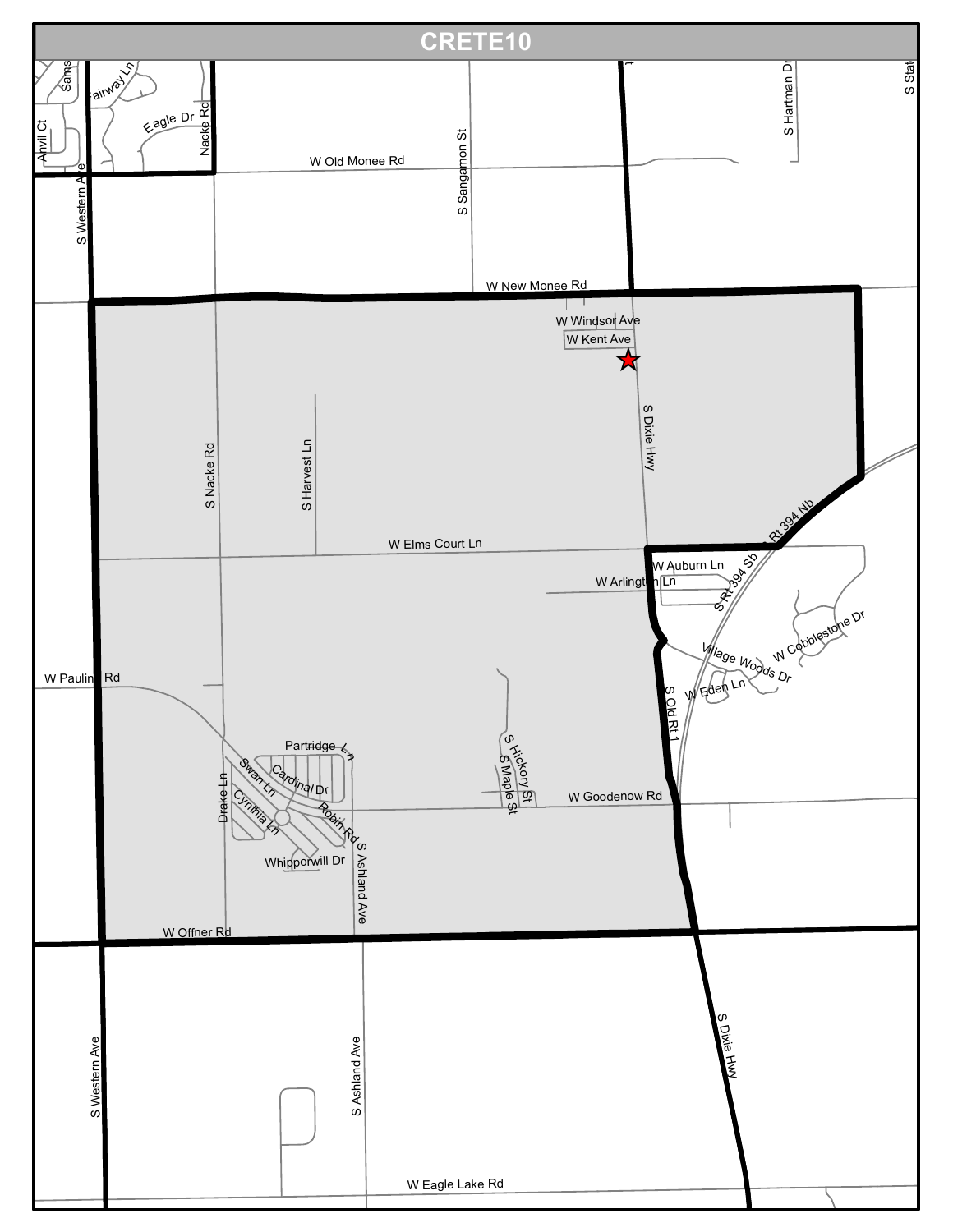# CRETE10

Anvil Ct
Sams
Fairway Ln
Eagle Dr
Nacke Rd
S Western Ave
W Old Monee Rd
S Sangamon St
S Hartman Dr
S Stat
W New Monee Rd
W Windsor Ave
W Kent Ave
S Dixie Hwy
S Nacke Rd
S Harvest Ln
W Elms Court Ln
S Rt 394 Sb
S Rt 394 Nb
W Auburn Ln
W Arlington Ln
W Cobblestone Dr
Village Woods Dr
W Eden Ln
S Old Rt 1
W Pauling Rd
Partridge Ln
Swan Ln
Cardinal Dr
Drake Ln
Cynthia Ln
Robin Rd
S Ashland Ave
Whipporwill Dr
S Hickory St
S Maple St
W Goodenow Rd
W Offner Rd
S Western Ave
S Ashland Ave
S Dixie Hwy
W Eagle Lake Rd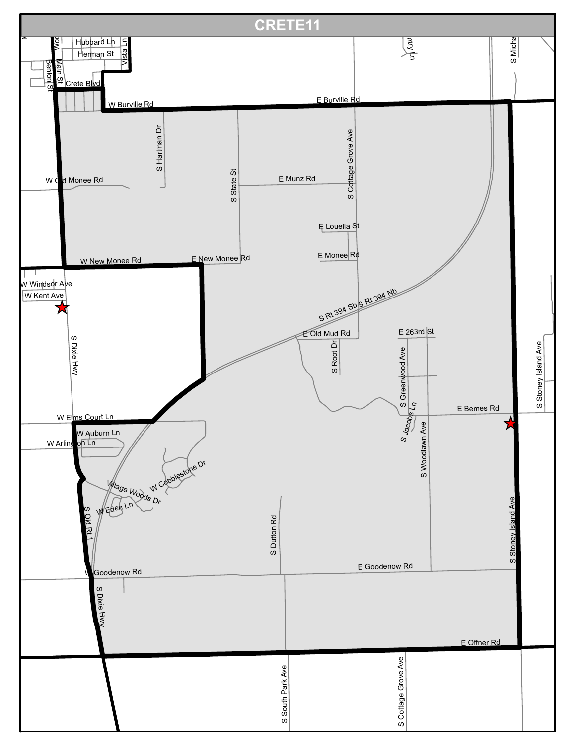# CRETE11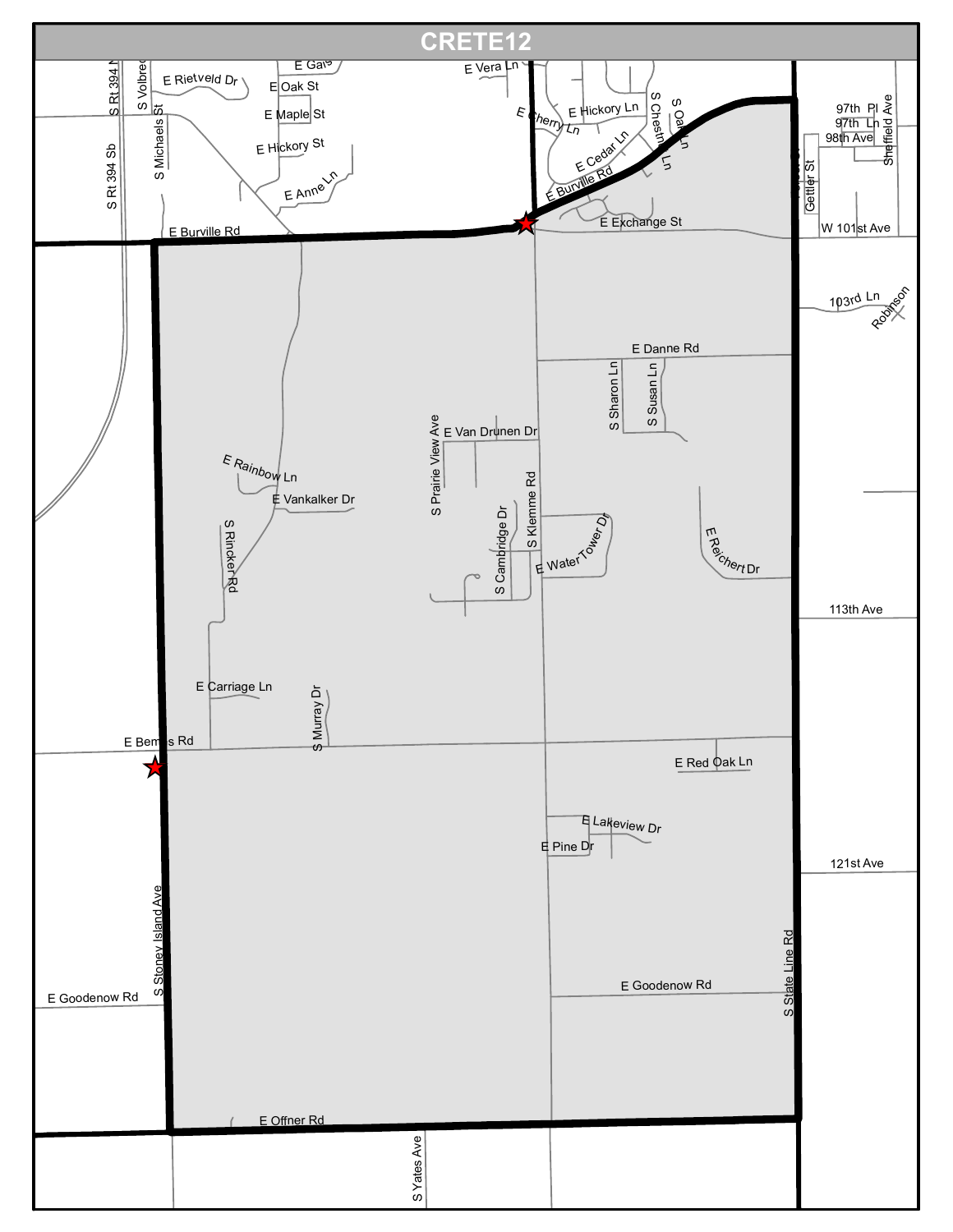# CRETE12

E Gals
E Vera Ln
E Rietveld Dr
E Oak St
S Rt 394 N
S Volbrecht
E Maple St
E Hickory Ln
E Cherry Ln
S Chestnut Ln
S Oak Ln
97th Pl
97th Ln
98th Ave
Sheffield Ave
Gettler St
E Hickory St
S Michaels St
S Rt 394 Sb
E Anne Ln
E Cedar Ln
E Burville Rd
E Burville Rd
E Exchange St
W 101st Ave
103rd Ln
Robinson
E Danne Rd
S Sharon Ln
S Susan Ln
E Van Drunen Dr
S Prairie View Ave
E Rainbow Ln
E Vankalker Dr
S Rincker Rd
S Cambridge Dr
S Klemme Rd
E Water Tower Dr
E Reichert Dr
113th Ave
E Carriage Ln
S Murray Dr
E Bemis Rd
E Red Oak Ln
E Lakeview Dr
E Pine Dr
121st Ave
S Stoney Island Ave
E Goodenow Rd
E Goodenow Rd
S State Line Rd
E Offner Rd
S Yates Ave